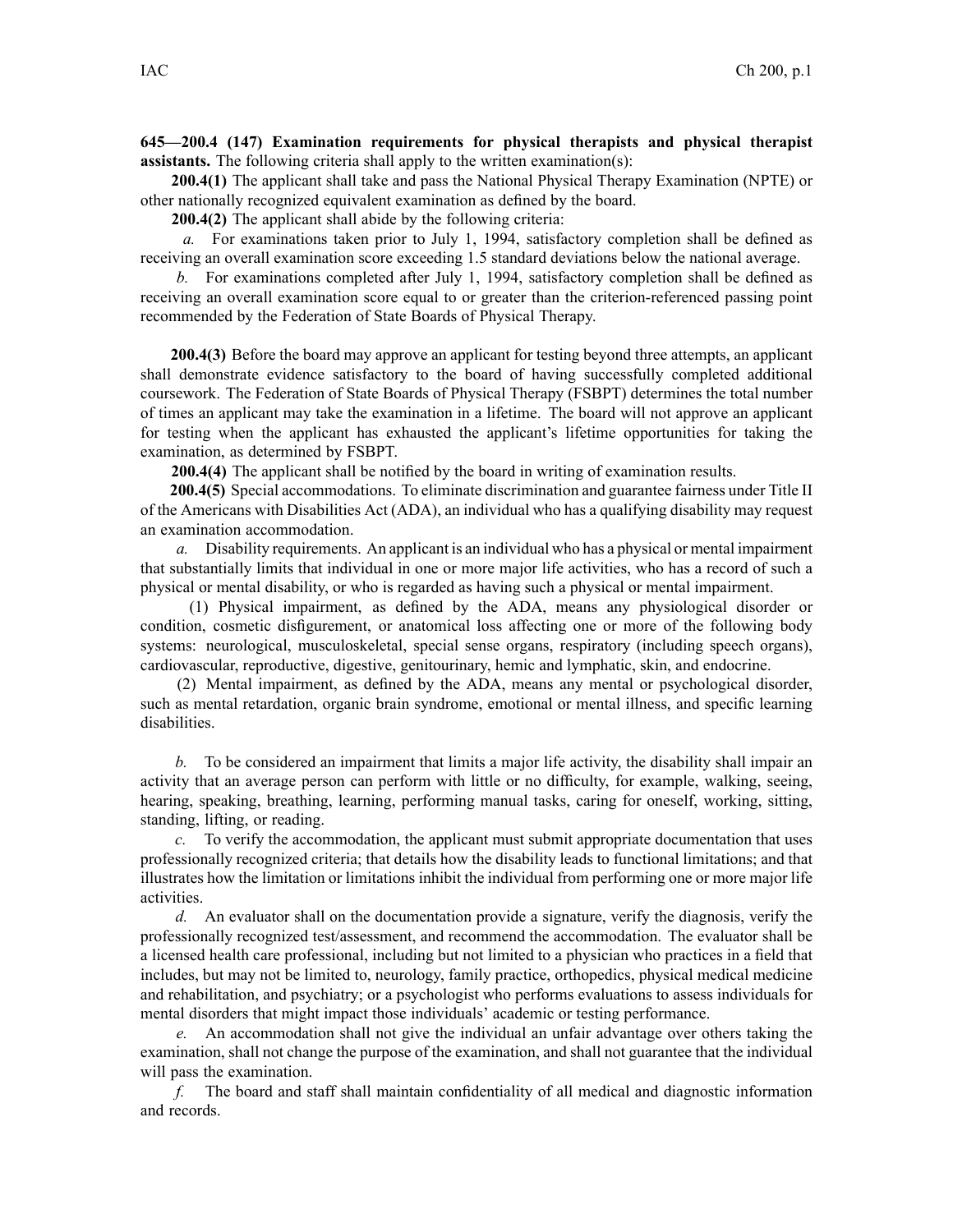**645—200.4 (147) Examination requirements for physical therapists and physical therapist assistants.** The following criteria shall apply to the written examination(s):

**200.4(1)** The applicant shall take and pass the National Physical Therapy Examination (NPTE) or other nationally recognized equivalent examination as defined by the board.

**200.4(2)** The applicant shall abide by the following criteria:

*a.* For examinations taken prior to July 1, 1994, satisfactory completion shall be defined as receiving an overall examination score exceeding 1.5 standard deviations below the national average.

*b.* For examinations completed after July 1, 1994, satisfactory completion shall be defined as receiving an overall examination score equal to or greater than the criterion-referenced passing point recommended by the Federation of State Boards of Physical Therapy.

**200.4(3)** Before the board may approve an applicant for testing beyond three attempts, an applicant shall demonstrate evidence satisfactory to the board of having successfully completed additional coursework. The Federation of State Boards of Physical Therapy (FSBPT) determines the total number of times an applicant may take the examination in a lifetime. The board will not approve an applicant for testing when the applicant has exhausted the applicant's lifetime opportunities for taking the examination, as determined by FSBPT.

**200.4(4)** The applicant shall be notified by the board in writing of examination results.

**200.4(5)** Special accommodations. To eliminate discrimination and guarantee fairness under Title II of the Americans with Disabilities Act (ADA), an individual who has a qualifying disability may request an examination accommodation.

*a.* Disability requirements. An applicant is an individual who has a physical or mental impairment that substantially limits that individual in one or more major life activities, who has a record of such a physical or mental disability, or who is regarded as having such a physical or mental impairment.

(1) Physical impairment, as defined by the ADA, means any physiological disorder or condition, cosmetic disfigurement, or anatomical loss affecting one or more of the following body systems: neurological, musculoskeletal, special sense organs, respiratory (including speech organs), cardiovascular, reproductive, digestive, genitourinary, hemic and lymphatic, skin, and endocrine.

(2) Mental impairment, as defined by the ADA, means any mental or psychological disorder, such as mental retardation, organic brain syndrome, emotional or mental illness, and specific learning disabilities.

*b.* To be considered an impairment that limits a major life activity, the disability shall impair an activity that an average person can perform with little or no difficulty, for example, walking, seeing, hearing, speaking, breathing, learning, performing manual tasks, caring for oneself, working, sitting, standing, lifting, or reading.

*c.* To verify the accommodation, the applicant must submit appropriate documentation that uses professionally recognized criteria; that details how the disability leads to functional limitations; and that illustrates how the limitation or limitations inhibit the individual from performing one or more major life activities.

*d.* An evaluator shall on the documentation provide a signature, verify the diagnosis, verify the professionally recognized test/assessment, and recommend the accommodation. The evaluator shall be a licensed health care professional, including but not limited to a physician who practices in a field that includes, but may not be limited to, neurology, family practice, orthopedics, physical medical medicine and rehabilitation, and psychiatry; or a psychologist who performs evaluations to assess individuals for mental disorders that might impact those individuals' academic or testing performance.

*e.* An accommodation shall not give the individual an unfair advantage over others taking the examination, shall not change the purpose of the examination, and shall not guarantee that the individual will pass the examination.

*f.* The board and staff shall maintain confidentiality of all medical and diagnostic information and records.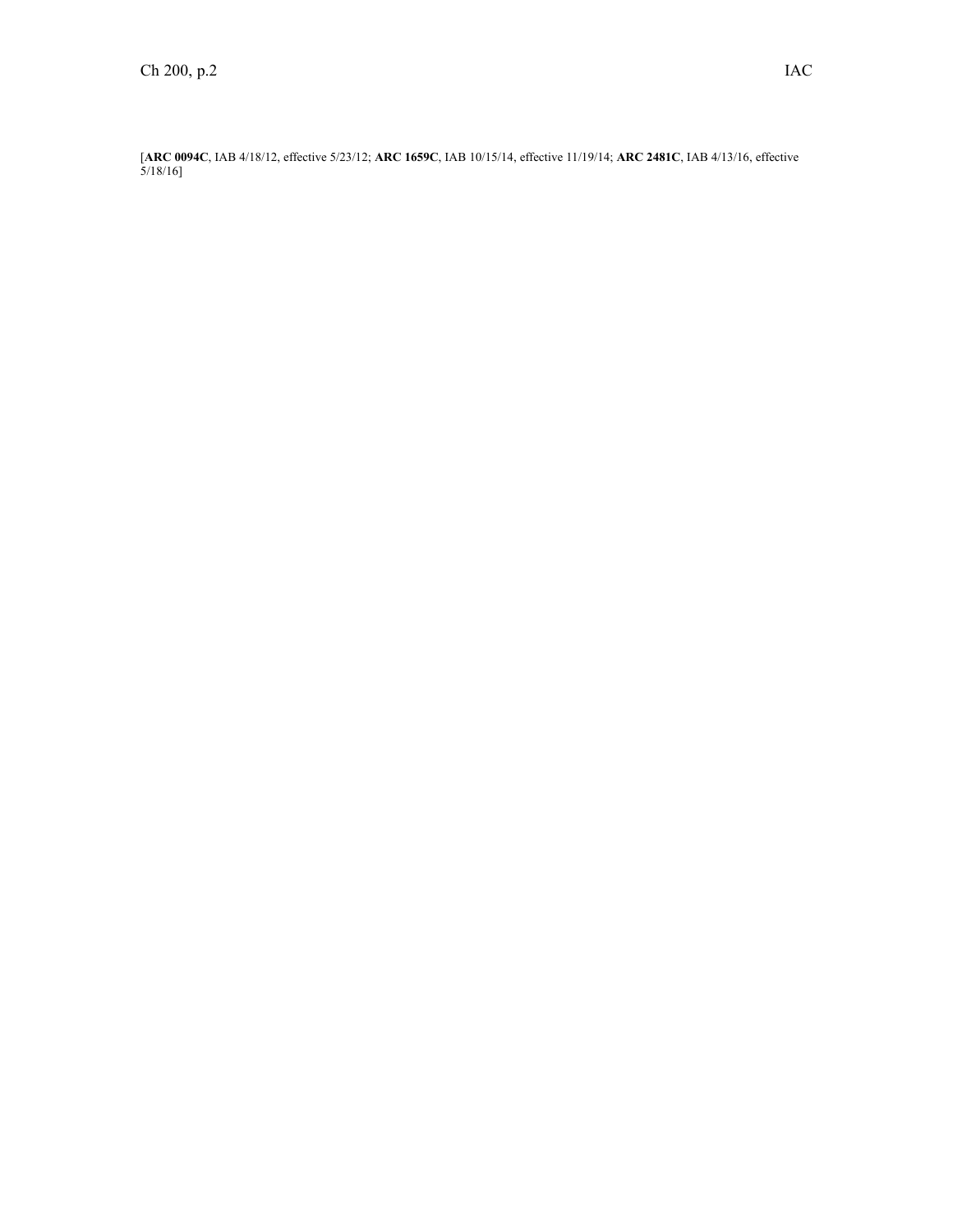[**ARC 0094C**, IAB 4/18/12, effective 5/23/12; **ARC 1659C**, IAB 10/15/14, effective 11/19/14; **ARC 2481C**, IAB 4/13/16, effective 5/18/16]